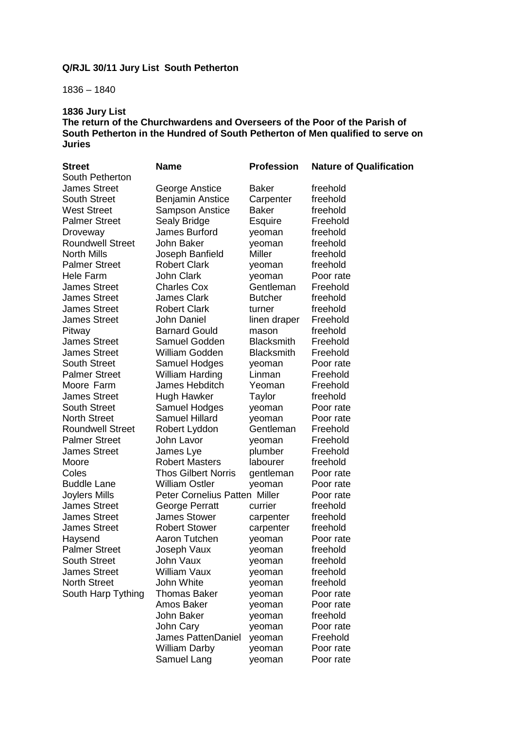**Q/RJL 30/11 Jury List South Petherton**

1836 – 1840

**1836 Jury List**
**The return of the Churchwardens and Overseers of the Poor of the Parish of South Petherton in the Hundred of South Petherton of Men qualified to serve on Juries**

| Street | Name | Profession | Nature of Qualification |
|---|---|---|---|
| South Petherton | | | |
| James Street | George Anstice | Baker | freehold |
| South Street | Benjamin Anstice | Carpenter | freehold |
| West Street | Sampson Anstice | Baker | freehold |
| Palmer Street | Sealy Bridge | Esquire | Freehold |
| Droveway | James Burford | yeoman | freehold |
| Roundwell Street | John Baker | yeoman | freehold |
| North Mills | Joseph Banfield | Miller | freehold |
| Palmer Street | Robert Clark | yeoman | freehold |
| Hele Farm | John Clark | yeoman | Poor rate |
| James Street | Charles Cox | Gentleman | Freehold |
| James Street | James Clark | Butcher | freehold |
| James Street | Robert Clark | turner | freehold |
| James Street | John Daniel | linen draper | Freehold |
| Pitway | Barnard Gould | mason | freehold |
| James Street | Samuel Godden | Blacksmith | Freehold |
| James Street | William Godden | Blacksmith | Freehold |
| South Street | Samuel Hodges | yeoman | Poor rate |
| Palmer Street | William Harding | Linman | Freehold |
| Moore Farm | James Hebditch | Yeoman | Freehold |
| James Street | Hugh Hawker | Taylor | freehold |
| South Street | Samuel Hodges | yeoman | Poor rate |
| North Street | Samuel Hillard | yeoman | Poor rate |
| Roundwell Street | Robert Lyddon | Gentleman | Freehold |
| Palmer Street | John Lavor | yeoman | Freehold |
| James Street | James Lye | plumber | Freehold |
| Moore | Robert Masters | labourer | freehold |
| Coles | Thos Gilbert Norris | gentleman | Poor rate |
| Buddle Lane | William Ostler | yeoman | Poor rate |
| Joylers Mills | Peter Cornelius Patten | Miller | Poor rate |
| James Street | George Perratt | currier | freehold |
| James Street | James Stower | carpenter | freehold |
| James Street | Robert Stower | carpenter | freehold |
| Haysend | Aaron Tutchen | yeoman | Poor rate |
| Palmer Street | Joseph Vaux | yeoman | freehold |
| South Street | John Vaux | yeoman | freehold |
| James Street | William Vaux | yeoman | freehold |
| North Street | John White | yeoman | freehold |
| South Harp Tything | Thomas Baker | yeoman | Poor rate |
| | Amos Baker | yeoman | Poor rate |
| | John Baker | yeoman | freehold |
| | John Cary | yeoman | Poor rate |
| | James PattenDaniel | yeoman | Freehold |
| | William Darby | yeoman | Poor rate |
| | Samuel Lang | yeoman | Poor rate |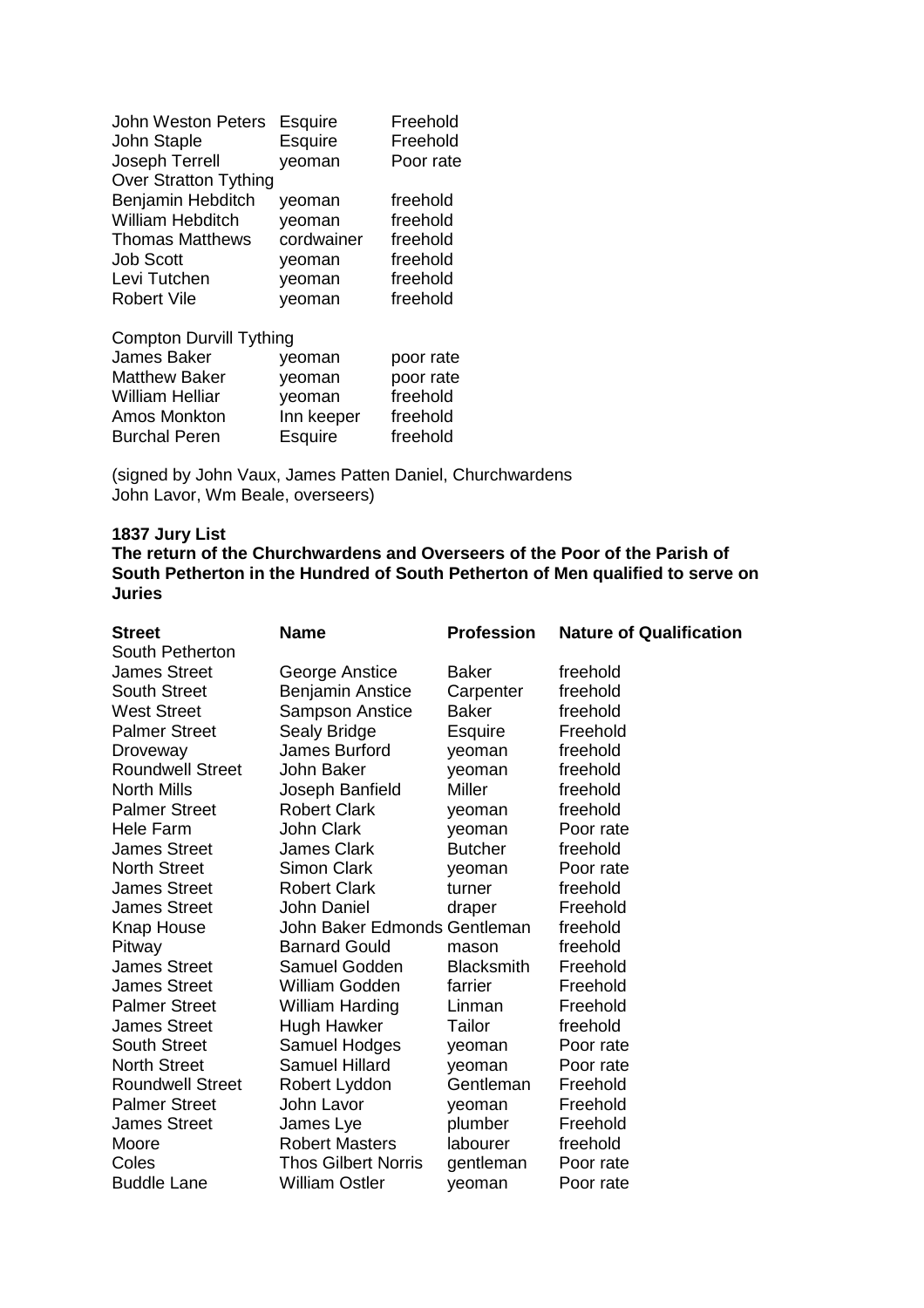| | | |
|---|---|---|
| John Weston Peters | Esquire | Freehold |
| John Staple | Esquire | Freehold |
| Joseph Terrell | yeoman | Poor rate |
| Over Stratton Tything | | |
| Benjamin Hebditch | yeoman | freehold |
| William Hebditch | yeoman | freehold |
| Thomas Matthews | cordwainer | freehold |
| Job Scott | yeoman | freehold |
| Levi Tutchen | yeoman | freehold |
| Robert Vile | yeoman | freehold |

| | | |
|---|---|---|
| Compton Durvill Tything | | |
| James Baker | yeoman | poor rate |
| Matthew Baker | yeoman | poor rate |
| William Helliar | yeoman | freehold |
| Amos Monkton | Inn keeper | freehold |
| Burchal Peren | Esquire | freehold |

(signed by John Vaux, James Patten Daniel, Churchwardens
John Lavor, Wm Beale, overseers)

**1837 Jury List**

**The return of the Churchwardens and Overseers of the Poor of the Parish of South Petherton in the Hundred of South Petherton of Men qualified to serve on Juries**

| **Street** | **Name** | **Profession** | **Nature of Qualification** |
|---|---|---|---|
| South Petherton | | | |
| James Street | George Anstice | Baker | freehold |
| South Street | Benjamin Anstice | Carpenter | freehold |
| West Street | Sampson Anstice | Baker | freehold |
| Palmer Street | Sealy Bridge | Esquire | Freehold |
| Droveway | James Burford | yeoman | freehold |
| Roundwell Street | John Baker | yeoman | freehold |
| North Mills | Joseph Banfield | Miller | freehold |
| Palmer Street | Robert Clark | yeoman | freehold |
| Hele Farm | John Clark | yeoman | Poor rate |
| James Street | James Clark | Butcher | freehold |
| North Street | Simon Clark | yeoman | Poor rate |
| James Street | Robert Clark | turner | freehold |
| James Street | John Daniel | draper | Freehold |
| Knap House | John Baker Edmonds | Gentleman | freehold |
| Pitway | Barnard Gould | mason | freehold |
| James Street | Samuel Godden | Blacksmith | Freehold |
| James Street | William Godden | farrier | Freehold |
| Palmer Street | William Harding | Linman | Freehold |
| James Street | Hugh Hawker | Tailor | freehold |
| South Street | Samuel Hodges | yeoman | Poor rate |
| North Street | Samuel Hillard | yeoman | Poor rate |
| Roundwell Street | Robert Lyddon | Gentleman | Freehold |
| Palmer Street | John Lavor | yeoman | Freehold |
| James Street | James Lye | plumber | Freehold |
| Moore | Robert Masters | labourer | freehold |
| Coles | Thos Gilbert Norris | gentleman | Poor rate |
| Buddle Lane | William Ostler | yeoman | Poor rate |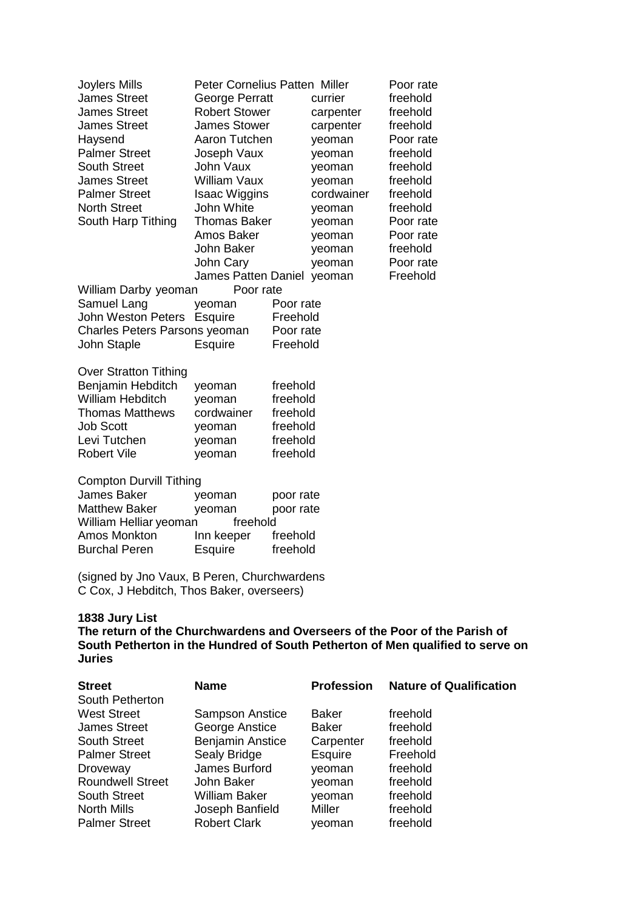| | | | |
|---|---|---|---|
| Joylers Mills | Peter Cornelius Patten | Miller | Poor rate |
| James Street | George Perratt | currier | freehold |
| James Street | Robert Stower | carpenter | freehold |
| James Street | James Stower | carpenter | freehold |
| Haysend | Aaron Tutchen | yeoman | Poor rate |
| Palmer Street | Joseph Vaux | yeoman | freehold |
| South Street | John Vaux | yeoman | freehold |
| James Street | William Vaux | yeoman | freehold |
| Palmer Street | Isaac Wiggins | cordwainer | freehold |
| North Street | John White | yeoman | freehold |
| South Harp Tithing | Thomas Baker | yeoman | Poor rate |
| | Amos Baker | yeoman | Poor rate |
| | John Baker | yeoman | freehold |
| | John Cary | yeoman | Poor rate |
| | James Patten Daniel | yeoman | Freehold |

| | | |
|---|---|---|
| William Darby | yeoman | Poor rate |
| Samuel Lang | yeoman | Poor rate |
| John Weston Peters | Esquire | Freehold |
| Charles Peters Parsons | yeoman | Poor rate |
| John Staple | Esquire | Freehold |

Over Stratton Tithing

| | | |
|---|---|---|
| Benjamin Hebditch | yeoman | freehold |
| William Hebditch | yeoman | freehold |
| Thomas Matthews | cordwainer | freehold |
| Job Scott | yeoman | freehold |
| Levi Tutchen | yeoman | freehold |
| Robert Vile | yeoman | freehold |

Compton Durvill Tithing

| | | |
|---|---|---|
| James Baker | yeoman | poor rate |
| Matthew Baker | yeoman | poor rate |
| William Helliar | yeoman | freehold |
| Amos Monkton | Inn keeper | freehold |
| Burchal Peren | Esquire | freehold |

(signed by Jno Vaux, B Peren, Churchwardens
C Cox, J Hebditch, Thos Baker, overseers)

**1838 Jury List**

**The return of the Churchwardens and Overseers of the Poor of the Parish of South Petherton in the Hundred of South Petherton of Men qualified to serve on Juries**

| Street | Name | Profession | Nature of Qualification |
|---|---|---|---|
| South Petherton | | | |
| West Street | Sampson Anstice | Baker | freehold |
| James Street | George Anstice | Baker | freehold |
| South Street | Benjamin Anstice | Carpenter | freehold |
| Palmer Street | Sealy Bridge | Esquire | Freehold |
| Droveway | James Burford | yeoman | freehold |
| Roundwell Street | John Baker | yeoman | freehold |
| South Street | William Baker | yeoman | freehold |
| North Mills | Joseph Banfield | Miller | freehold |
| Palmer Street | Robert Clark | yeoman | freehold |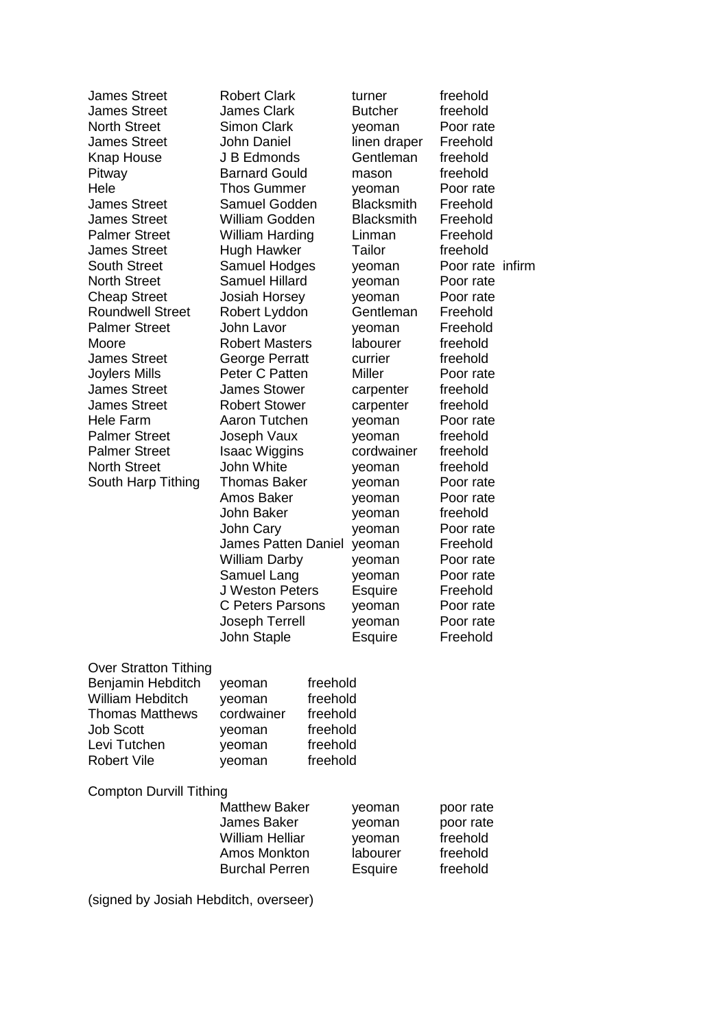| | | | |
|---|---|---|---|
| James Street | Robert Clark | turner | freehold |
| James Street | James Clark | Butcher | freehold |
| North Street | Simon Clark | yeoman | Poor rate |
| James Street | John Daniel | linen draper | Freehold |
| Knap House | J B Edmonds | Gentleman | freehold |
| Pitway | Barnard Gould | mason | freehold |
| Hele | Thos Gummer | yeoman | Poor rate |
| James Street | Samuel Godden | Blacksmith | Freehold |
| James Street | William Godden | Blacksmith | Freehold |
| Palmer Street | William Harding | Linman | Freehold |
| James Street | Hugh Hawker | Tailor | freehold |
| South Street | Samuel Hodges | yeoman | Poor rate infirm |
| North Street | Samuel Hillard | yeoman | Poor rate |
| Cheap Street | Josiah Horsey | yeoman | Poor rate |
| Roundwell Street | Robert Lyddon | Gentleman | Freehold |
| Palmer Street | John Lavor | yeoman | Freehold |
| Moore | Robert Masters | labourer | freehold |
| James Street | George Perratt | currier | freehold |
| Joylers Mills | Peter C Patten | Miller | Poor rate |
| James Street | James Stower | carpenter | freehold |
| James Street | Robert Stower | carpenter | freehold |
| Hele Farm | Aaron Tutchen | yeoman | Poor rate |
| Palmer Street | Joseph Vaux | yeoman | freehold |
| Palmer Street | Isaac Wiggins | cordwainer | freehold |
| North Street | John White | yeoman | freehold |
| South Harp Tithing | Thomas Baker | yeoman | Poor rate |
| | Amos Baker | yeoman | Poor rate |
| | John Baker | yeoman | freehold |
| | John Cary | yeoman | Poor rate |
| | James Patten Daniel | yeoman | Freehold |
| | William Darby | yeoman | Poor rate |
| | Samuel Lang | yeoman | Poor rate |
| | J Weston Peters | Esquire | Freehold |
| | C Peters Parsons | yeoman | Poor rate |
| | Joseph Terrell | yeoman | Poor rate |
| | John Staple | Esquire | Freehold |

Over Stratton Tithing

| | | |
|---|---|---|
| Benjamin Hebditch | yeoman | freehold |
| William Hebditch | yeoman | freehold |
| Thomas Matthews | cordwainer | freehold |
| Job Scott | yeoman | freehold |
| Levi Tutchen | yeoman | freehold |
| Robert Vile | yeoman | freehold |

Compton Durvill Tithing

| | | |
|---|---|---|
| Matthew Baker | yeoman | poor rate |
| James Baker | yeoman | poor rate |
| William Helliar | yeoman | freehold |
| Amos Monkton | labourer | freehold |
| Burchal Perren | Esquire | freehold |

(signed by Josiah Hebditch, overseer)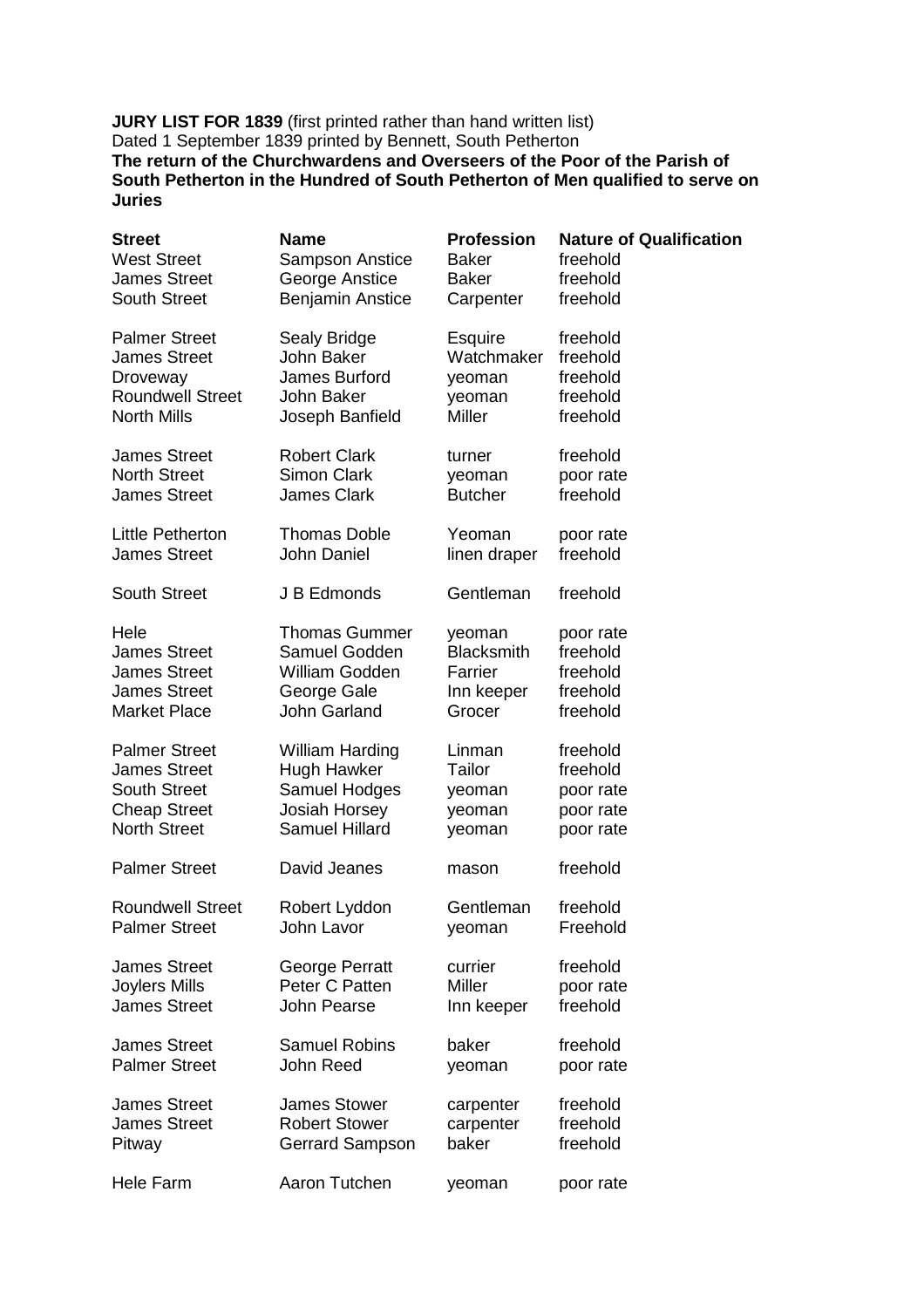**JURY LIST FOR 1839** (first printed rather than hand written list)
Dated 1 September 1839 printed by Bennett, South Petherton
**The return of the Churchwardens and Overseers of the Poor of the Parish of South Petherton in the Hundred of South Petherton of Men qualified to serve on Juries**

| **Street** | **Name** | **Profession** | **Nature of Qualification** |
|---|---|---|---|
| West Street | Sampson Anstice | Baker | freehold |
| James Street | George Anstice | Baker | freehold |
| South Street | Benjamin Anstice | Carpenter | freehold |
| Palmer Street | Sealy Bridge | Esquire | freehold |
| James Street | John Baker | Watchmaker | freehold |
| Droveway | James Burford | yeoman | freehold |
| Roundwell Street | John Baker | yeoman | freehold |
| North Mills | Joseph Banfield | Miller | freehold |
| James Street | Robert Clark | turner | freehold |
| North Street | Simon Clark | yeoman | poor rate |
| James Street | James Clark | Butcher | freehold |
| Little Petherton | Thomas Doble | Yeoman | poor rate |
| James Street | John Daniel | linen draper | freehold |
| South Street | J B Edmonds | Gentleman | freehold |
| Hele | Thomas Gummer | yeoman | poor rate |
| James Street | Samuel Godden | Blacksmith | freehold |
| James Street | William Godden | Farrier | freehold |
| James Street | George Gale | Inn keeper | freehold |
| Market Place | John Garland | Grocer | freehold |
| Palmer Street | William Harding | Linman | freehold |
| James Street | Hugh Hawker | Tailor | freehold |
| South Street | Samuel Hodges | yeoman | poor rate |
| Cheap Street | Josiah Horsey | yeoman | poor rate |
| North Street | Samuel Hillard | yeoman | poor rate |
| Palmer Street | David Jeanes | mason | freehold |
| Roundwell Street | Robert Lyddon | Gentleman | freehold |
| Palmer Street | John Lavor | yeoman | Freehold |
| James Street | George Perratt | currier | freehold |
| Joylers Mills | Peter C Patten | Miller | poor rate |
| James Street | John Pearse | Inn keeper | freehold |
| James Street | Samuel Robins | baker | freehold |
| Palmer Street | John Reed | yeoman | poor rate |
| James Street | James Stower | carpenter | freehold |
| James Street | Robert Stower | carpenter | freehold |
| Pitway | Gerrard Sampson | baker | freehold |
| Hele Farm | Aaron Tutchen | yeoman | poor rate |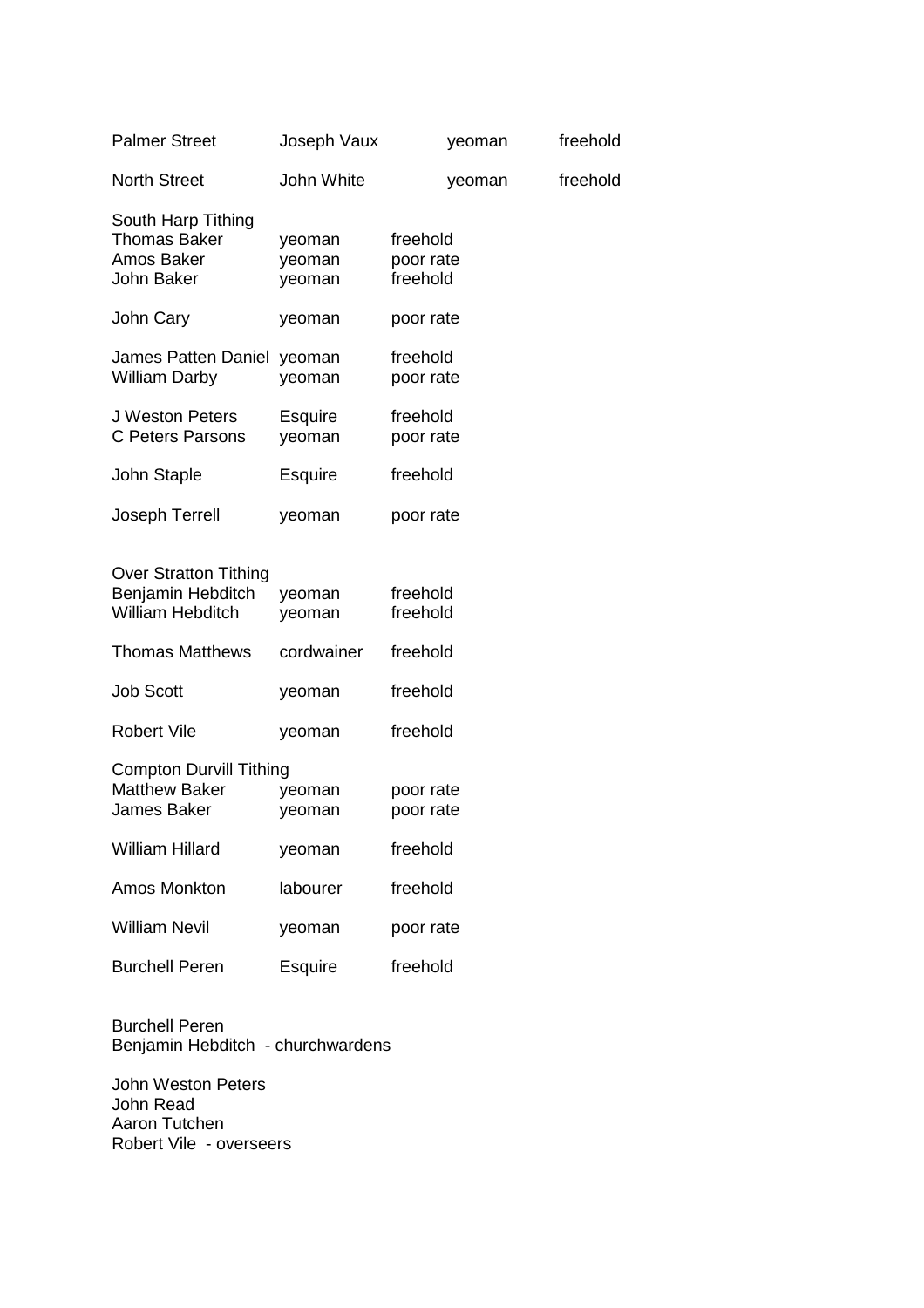| | | | |
|---|---|---|---|
| Palmer Street | Joseph Vaux | yeoman | freehold |
| North Street | John White | yeoman | freehold |

South Harp Tithing

| | | |
|---|---|---|
| Thomas Baker | yeoman | freehold |
| Amos Baker | yeoman | poor rate |
| John Baker | yeoman | freehold |
| John Cary | yeoman | poor rate |
| James Patten Daniel | yeoman | freehold |
| William Darby | yeoman | poor rate |
| J Weston Peters | Esquire | freehold |
| C Peters Parsons | yeoman | poor rate |
| John Staple | Esquire | freehold |
| Joseph Terrell | yeoman | poor rate |

Over Stratton Tithing

| | | |
|---|---|---|
| Benjamin Hebditch | yeoman | freehold |
| William Hebditch | yeoman | freehold |
| Thomas Matthews | cordwainer | freehold |
| Job Scott | yeoman | freehold |
| Robert Vile | yeoman | freehold |

Compton Durvill Tithing

| | | |
|---|---|---|
| Matthew Baker | yeoman | poor rate |
| James Baker | yeoman | poor rate |
| William Hillard | yeoman | freehold |
| Amos Monkton | labourer | freehold |
| William Nevil | yeoman | poor rate |
| Burchell Peren | Esquire | freehold |

Burchell Peren
Benjamin Hebditch - churchwardens

John Weston Peters
John Read
Aaron Tutchen
Robert Vile - overseers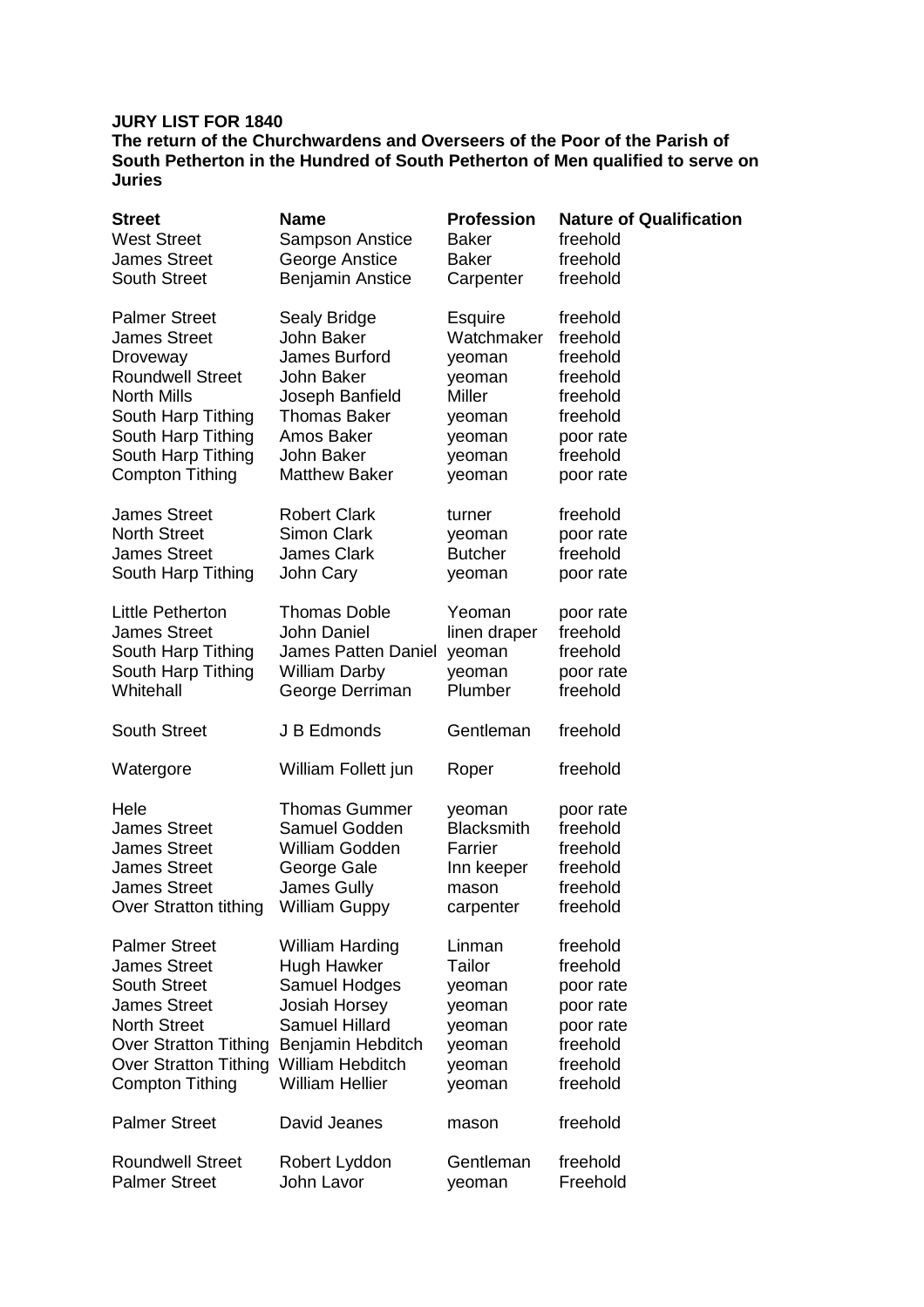**JURY LIST FOR 1840**

**The return of the Churchwardens and Overseers of the Poor of the Parish of South Petherton in the Hundred of South Petherton of Men qualified to serve on Juries**

| Street | Name | Profession | Nature of Qualification |
|---|---|---|---|
| West Street | Sampson Anstice | Baker | freehold |
| James Street | George Anstice | Baker | freehold |
| South Street | Benjamin Anstice | Carpenter | freehold |
| | | | |
| Palmer Street | Sealy Bridge | Esquire | freehold |
| James Street | John Baker | Watchmaker | freehold |
| Droveway | James Burford | yeoman | freehold |
| Roundwell Street | John Baker | yeoman | freehold |
| North Mills | Joseph Banfield | Miller | freehold |
| South Harp Tithing | Thomas Baker | yeoman | freehold |
| South Harp Tithing | Amos Baker | yeoman | poor rate |
| South Harp Tithing | John Baker | yeoman | freehold |
| Compton Tithing | Matthew Baker | yeoman | poor rate |
| | | | |
| James Street | Robert Clark | turner | freehold |
| North Street | Simon Clark | yeoman | poor rate |
| James Street | James Clark | Butcher | freehold |
| South Harp Tithing | John Cary | yeoman | poor rate |
| | | | |
| Little Petherton | Thomas Doble | Yeoman | poor rate |
| James Street | John Daniel | linen draper | freehold |
| South Harp Tithing | James Patten Daniel | yeoman | freehold |
| South Harp Tithing | William Darby | yeoman | poor rate |
| Whitehall | George Derriman | Plumber | freehold |
| | | | |
| South Street | J B Edmonds | Gentleman | freehold |
| | | | |
| Watergore | William Follett jun | Roper | freehold |
| | | | |
| Hele | Thomas Gummer | yeoman | poor rate |
| James Street | Samuel Godden | Blacksmith | freehold |
| James Street | William Godden | Farrier | freehold |
| James Street | George Gale | Inn keeper | freehold |
| James Street | James Gully | mason | freehold |
| Over Stratton tithing | William Guppy | carpenter | freehold |
| | | | |
| Palmer Street | William Harding | Linman | freehold |
| James Street | Hugh Hawker | Tailor | freehold |
| South Street | Samuel Hodges | yeoman | poor rate |
| James Street | Josiah Horsey | yeoman | poor rate |
| North Street | Samuel Hillard | yeoman | poor rate |
| Over Stratton Tithing | Benjamin Hebditch | yeoman | freehold |
| Over Stratton Tithing | William Hebditch | yeoman | freehold |
| Compton Tithing | William Hellier | yeoman | freehold |
| | | | |
| Palmer Street | David Jeanes | mason | freehold |
| | | | |
| Roundwell Street | Robert Lyddon | Gentleman | freehold |
| Palmer Street | John Lavor | yeoman | Freehold |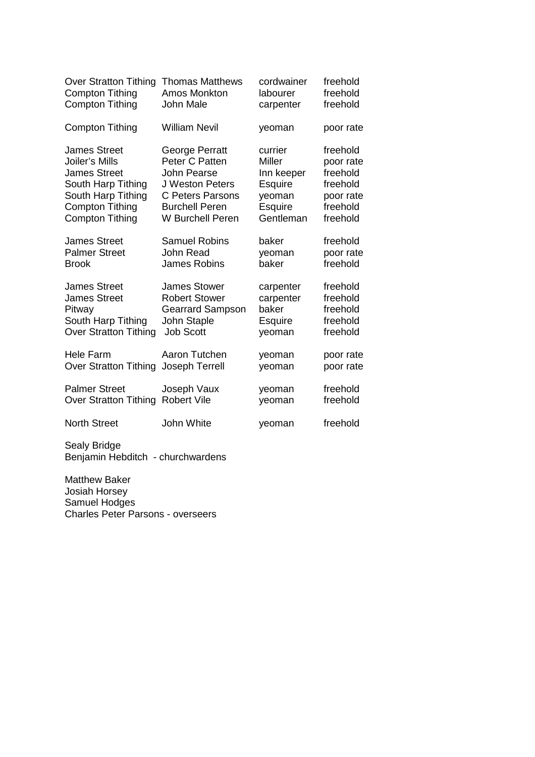| | | | |
|---|---|---|---|
| Over Stratton Tithing | Thomas Matthews | cordwainer | freehold |
| Compton Tithing | Amos Monkton | labourer | freehold |
| Compton Tithing | John Male | carpenter | freehold |
| Compton Tithing | William Nevil | yeoman | poor rate |
| James Street | George Perratt | currier | freehold |
| Joiler's Mills | Peter C Patten | Miller | poor rate |
| James Street | John Pearse | Inn keeper | freehold |
| South Harp Tithing | J Weston Peters | Esquire | freehold |
| South Harp Tithing | C Peters Parsons | yeoman | poor rate |
| Compton Tithing | Burchell Peren | Esquire | freehold |
| Compton Tithing | W Burchell Peren | Gentleman | freehold |
| James Street | Samuel Robins | baker | freehold |
| Palmer Street | John Read | yeoman | poor rate |
| Brook | James Robins | baker | freehold |
| James Street | James Stower | carpenter | freehold |
| James Street | Robert Stower | carpenter | freehold |
| Pitway | Gearrard Sampson | baker | freehold |
| South Harp Tithing | John Staple | Esquire | freehold |
| Over Stratton Tithing | Job Scott | yeoman | freehold |
| Hele Farm | Aaron Tutchen | yeoman | poor rate |
| Over Stratton Tithing | Joseph Terrell | yeoman | poor rate |
| Palmer Street | Joseph Vaux | yeoman | freehold |
| Over Stratton Tithing | Robert Vile | yeoman | freehold |
| North Street | John White | yeoman | freehold |

Sealy Bridge
Benjamin Hebditch - churchwardens

Matthew Baker
Josiah Horsey
Samuel Hodges
Charles Peter Parsons - overseers